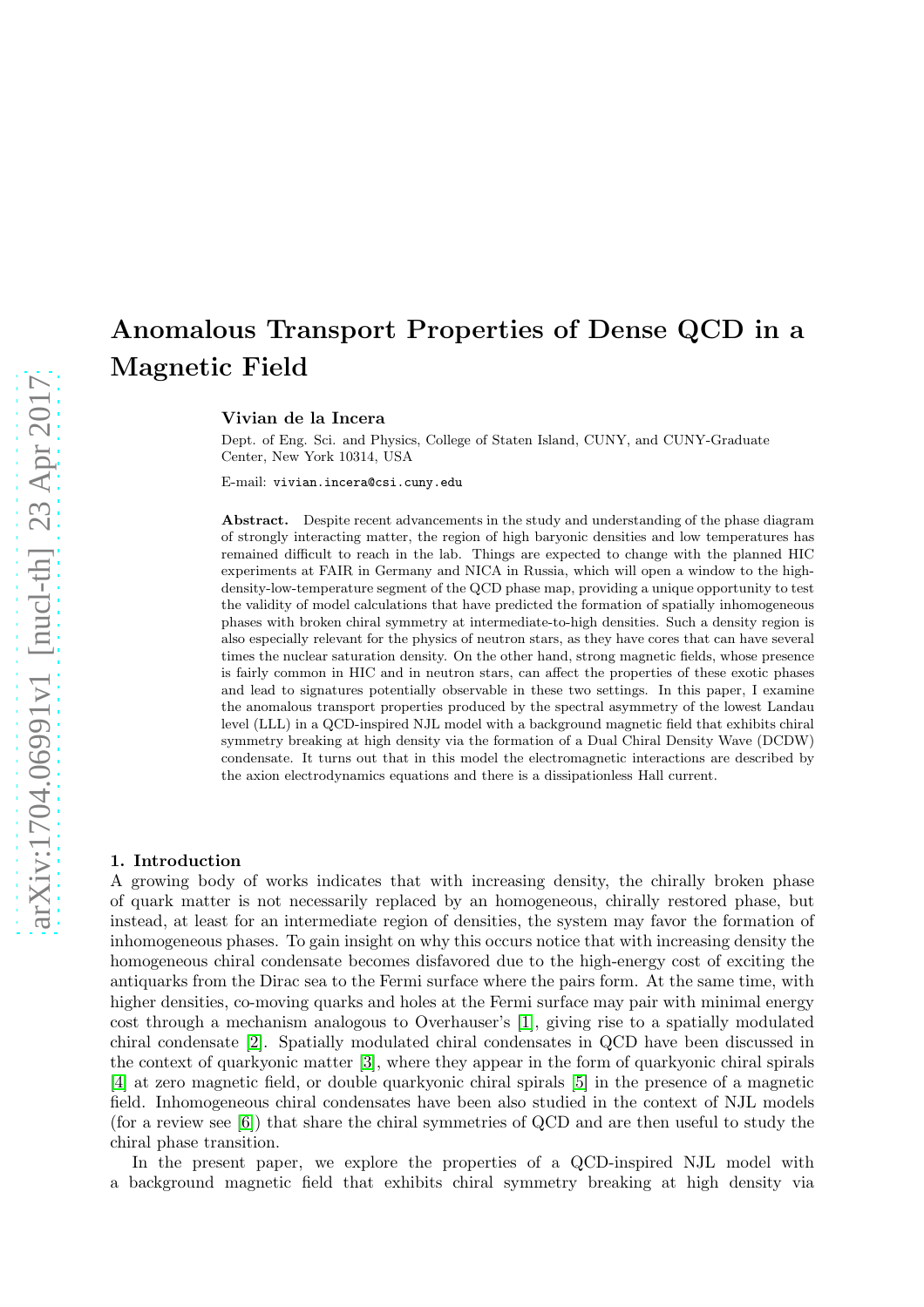# Anomalous Transport Properties of Dense QCD in a Magnetic Field

**Vivian de la Incera**

Dept. of Eng. Sci. and Physics, College of Staten Island, CUNY, and CUNY-Graduate Center, New York 10314, USA

E-mail: vivian.incera@csi.cuny.edu

**Abstract.** Despite recent advancements in the study and understanding of the phase diagram of strongly interacting matter, the region of high baryonic densities and low temperatures has remained difficult to reach in the lab. Things are expected to change with the planned HIC experiments at FAIR in Germany and NICA in Russia, which will open a window to the high-density-low-temperature segment of the QCD phase map, providing a unique opportunity to test the validity of model calculations that have predicted the formation of spatially inhomogeneous phases with broken chiral symmetry at intermediate-to-high densities. Such a density region is also especially relevant for the physics of neutron stars, as they have cores that can have several times the nuclear saturation density. On the other hand, strong magnetic fields, whose presence is fairly common in HIC and in neutron stars, can affect the properties of these exotic phases and lead to signatures potentially observable in these two settings. In this paper, I examine the anomalous transport properties produced by the spectral asymmetry of the lowest Landau level (LLL) in a QCD-inspired NJL model with a background magnetic field that exhibits chiral symmetry breaking at high density via the formation of a Dual Chiral Density Wave (DCDW) condensate. It turns out that in this model the electromagnetic interactions are described by the axion electrodynamics equations and there is a dissipationless Hall current.

## 1. Introduction

A growing body of works indicates that with increasing density, the chirally broken phase of quark matter is not necessarily replaced by an homogeneous, chirally restored phase, but instead, at least for an intermediate region of densities, the system may favor the formation of inhomogeneous phases. To gain insight on why this occurs notice that with increasing density the homogeneous chiral condensate becomes disfavored due to the high-energy cost of exciting the antiquarks from the Dirac sea to the Fermi surface where the pairs form. At the same time, with higher densities, co-moving quarks and holes at the Fermi surface may pair with minimal energy cost through a mechanism analogous to Overhauser's [1], giving rise to a spatially modulated chiral condensate [2]. Spatially modulated chiral condensates in QCD have been discussed in the context of quarkyonic matter [3], where they appear in the form of quarkyonic chiral spirals [4] at zero magnetic field, or double quarkyonic chiral spirals [5] in the presence of a magnetic field. Inhomogeneous chiral condensates have been also studied in the context of NJL models (for a review see [6]) that share the chiral symmetries of QCD and are then useful to study the chiral phase transition.

In the present paper, we explore the properties of a QCD-inspired NJL model with a background magnetic field that exhibits chiral symmetry breaking at high density via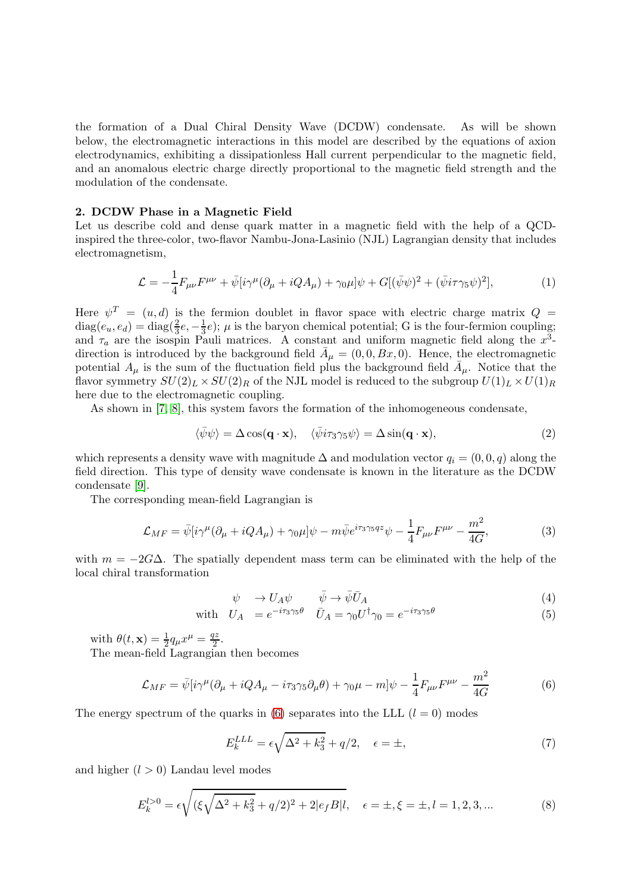the formation of a Dual Chiral Density Wave (DCDW) condensate. As will be shown below, the electromagnetic interactions in this model are described by the equations of axion electrodynamics, exhibiting a dissipationless Hall current perpendicular to the magnetic field, and an anomalous electric charge directly proportional to the magnetic field strength and the modulation of the condensate.

## 2. DCDW Phase in a Magnetic Field

Let us describe cold and dense quark matter in a magnetic field with the help of a QCD-inspired the three-color, two-flavor Nambu-Jona-Lasinio (NJL) Lagrangian density that includes electromagnetism,

$$\mathcal{L} = -\frac{1}{4}F_{\mu\nu}F^{\mu\nu} + \bar{\psi}[i\gamma^{\mu}(\partial_\mu + iQA_\mu) + \gamma_0\mu]\psi + G[(\bar{\psi}\psi)^2 + (\bar{\psi}i\tau\gamma_5\psi)^2], \tag{1}$$

Here $\psi^T = (u, d)$ is the fermion doublet in flavor space with electric charge matrix $Q = \text{diag}(e_u, e_d) = \text{diag}(\frac{2}{3}e, -\frac{1}{3}e)$; $\mu$ is the baryon chemical potential; G is the four-fermion coupling; and $\tau_a$ are the isospin Pauli matrices. A constant and uniform magnetic field along the $x^3$-direction is introduced by the background field $\bar{A}_\mu = (0, 0, Bx, 0)$. Hence, the electromagnetic potential $A_\mu$ is the sum of the fluctuation field plus the background field $\bar{A}_\mu$. Notice that the flavor symmetry $SU(2)_L \times SU(2)_R$ of the NJL model is reduced to the subgroup $U(1)_L \times U(1)_R$ here due to the electromagnetic coupling.

As shown in [7, 8], this system favors the formation of the inhomogeneous condensate,

$$\langle\bar{\psi}\psi\rangle = \Delta\cos(\mathbf{q}\cdot\mathbf{x}), \quad \langle\bar{\psi}i\tau_3\gamma_5\psi\rangle = \Delta\sin(\mathbf{q}\cdot\mathbf{x}), \tag{2}$$

which represents a density wave with magnitude $\Delta$ and modulation vector $q_i = (0, 0, q)$ along the field direction. This type of density wave condensate is known in the literature as the DCDW condensate [9].

The corresponding mean-field Lagrangian is

$$\mathcal{L}_{MF} = \bar{\psi}[i\gamma^{\mu}(\partial_\mu + iQA_\mu) + \gamma_0\mu]\psi - m\bar{\psi}e^{i\tau_3\gamma_5 qz}\psi - \frac{1}{4}F_{\mu\nu}F^{\mu\nu} - \frac{m^2}{4G}, \tag{3}$$

with $m = -2G\Delta$. The spatially dependent mass term can be eliminated with the help of the local chiral transformation

$$\psi \quad \to U_A\psi \qquad \bar{\psi} \to \bar{\psi}\bar{U}_A \tag{4}$$

$$\text{with} \quad U_A \quad = e^{-i\tau_3\gamma_5\theta} \quad \bar{U}_A = \gamma_0 U^\dagger \gamma_0 = e^{-i\tau_3\gamma_5\theta} \tag{5}$$

with $\theta(t, \mathbf{x}) = \frac{1}{2}q_\mu x^\mu = \frac{qz}{2}$.

The mean-field Lagrangian then becomes

$$\mathcal{L}_{MF} = \bar{\psi}[i\gamma^{\mu}(\partial_\mu + iQA_\mu - i\tau_3\gamma_5\partial_\mu\theta) + \gamma_0\mu - m]\psi - \frac{1}{4}F_{\mu\nu}F^{\mu\nu} - \frac{m^2}{4G} \tag{6}$$

The energy spectrum of the quarks in (6) separates into the LLL ($l = 0$) modes

$$E_k^{LLL} = \epsilon\sqrt{\Delta^2 + k_3^2} + q/2, \quad \epsilon = \pm, \tag{7}$$

and higher ($l > 0$) Landau level modes

$$E_k^{l>0} = \epsilon\sqrt{(\xi\sqrt{\Delta^2 + k_3^2} + q/2)^2 + 2|e_f B|l}, \quad \epsilon = \pm, \xi = \pm, l = 1, 2, 3, ... \tag{8}$$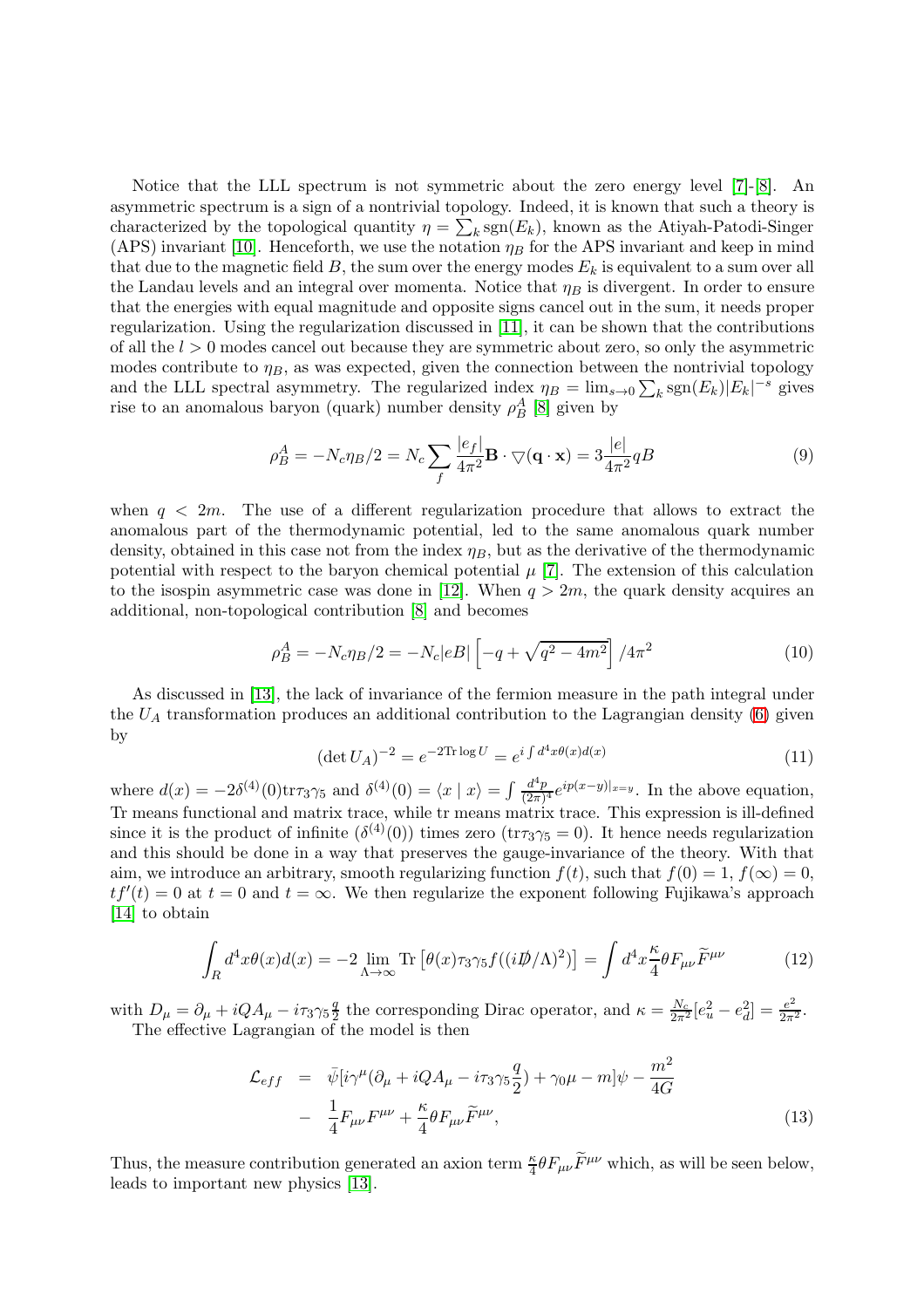Notice that the LLL spectrum is not symmetric about the zero energy level [7]-[8]. An asymmetric spectrum is a sign of a nontrivial topology. Indeed, it is known that such a theory is characterized by the topological quantity $\eta = \sum_k \mathrm{sgn}(E_k)$, known as the Atiyah-Patodi-Singer (APS) invariant [10]. Henceforth, we use the notation $\eta_B$ for the APS invariant and keep in mind that due to the magnetic field $B$, the sum over the energy modes $E_k$ is equivalent to a sum over all the Landau levels and an integral over momenta. Notice that $\eta_B$ is divergent. In order to ensure that the energies with equal magnitude and opposite signs cancel out in the sum, it needs proper regularization. Using the regularization discussed in [11], it can be shown that the contributions of all the $l > 0$ modes cancel out because they are symmetric about zero, so only the asymmetric modes contribute to $\eta_B$, as was expected, given the connection between the nontrivial topology and the LLL spectral asymmetry. The regularized index $\eta_B = \lim_{s\to 0} \sum_k \mathrm{sgn}(E_k)|E_k|^{-s}$ gives rise to an anomalous baryon (quark) number density $\rho_B^A$ [8] given by

$$\rho_B^A = -N_c \eta_B/2 = N_c \sum_f \frac{|e_f|}{4\pi^2} \mathbf{B} \cdot \nabla(\mathbf{q}\cdot\mathbf{x}) = 3\frac{|e|}{4\pi^2} qB \tag{9}$$

when $q < 2m$. The use of a different regularization procedure that allows to extract the anomalous part of the thermodynamic potential, led to the same anomalous quark number density, obtained in this case not from the index $\eta_B$, but as the derivative of the thermodynamic potential with respect to the baryon chemical potential $\mu$ [7]. The extension of this calculation to the isospin asymmetric case was done in [12]. When $q > 2m$, the quark density acquires an additional, non-topological contribution [8] and becomes

$$\rho_B^A = -N_c \eta_B/2 = -N_c|eB|\left[-q + \sqrt{q^2 - 4m^2}\right]/4\pi^2 \tag{10}$$

As discussed in [13], the lack of invariance of the fermion measure in the path integral under the $U_A$ transformation produces an additional contribution to the Lagrangian density (6) given by

$$(\det U_A)^{-2} = e^{-2\mathrm{Tr}\log U} = e^{i\int d^4x \theta(x) d(x)} \tag{11}$$

where $d(x) = -2\delta^{(4)}(0)\mathrm{tr}\tau_3\gamma_5$ and $\delta^{(4)}(0) = \langle x \mid x\rangle = \int \frac{d^4p}{(2\pi)^4} e^{ip(x-y)|_{x=y}}$. In the above equation, Tr means functional and matrix trace, while tr means matrix trace. This expression is ill-defined since it is the product of infinite ($\delta^{(4)}(0)$) times zero ($\mathrm{tr}\tau_3\gamma_5 = 0$). It hence needs regularization and this should be done in a way that preserves the gauge-invariance of the theory. With that aim, we introduce an arbitrary, smooth regularizing function $f(t)$, such that $f(0) = 1$, $f(\infty) = 0$, $tf'(t) = 0$ at $t = 0$ and $t = \infty$. We then regularize the exponent following Fujikawa's approach [14] to obtain

$$\int_R d^4x \theta(x) d(x) = -2\lim_{\Lambda\to\infty} \mathrm{Tr}\left[\theta(x)\tau_3\gamma_5 f((i\not{D}/\Lambda)^2)\right] = \int d^4x \frac{\kappa}{4}\theta F_{\mu\nu}\widetilde{F}^{\mu\nu} \tag{12}$$

with $D_\mu = \partial_\mu + iQA_\mu - i\tau_3\gamma_5\frac{q}{2}$ the corresponding Dirac operator, and $\kappa = \frac{N_c}{2\pi^2}[e_u^2 - e_d^2] = \frac{e^2}{2\pi^2}$.

The effective Lagrangian of the model is then

$$\begin{aligned}\mathcal{L}_{eff} &= \bar{\psi}[i\gamma^\mu(\partial_\mu + iQA_\mu - i\tau_3\gamma_5\frac{q}{2}) + \gamma_0\mu - m]\psi - \frac{m^2}{4G} \\ &- \frac{1}{4}F_{\mu\nu}F^{\mu\nu} + \frac{\kappa}{4}\theta F_{\mu\nu}\widetilde{F}^{\mu\nu},\end{aligned} \tag{13}$$

Thus, the measure contribution generated an axion term $\frac{\kappa}{4}\theta F_{\mu\nu}\widetilde{F}^{\mu\nu}$ which, as will be seen below, leads to important new physics [13].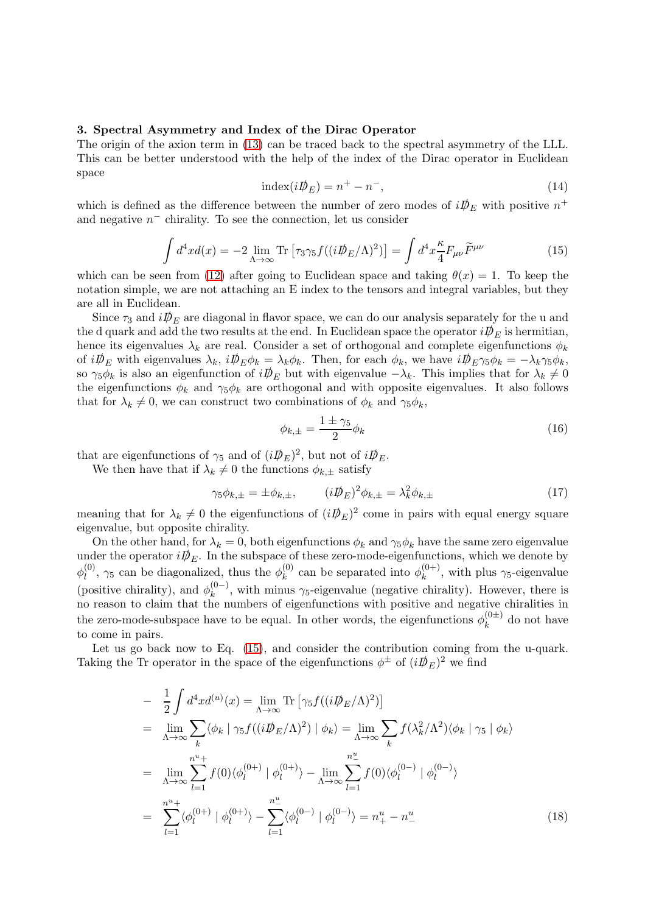### 3. Spectral Asymmetry and Index of the Dirac Operator

The origin of the axion term in (13) can be traced back to the spectral asymmetry of the LLL. This can be better understood with the help of the index of the Dirac operator in Euclidean space

$$\text{index}(i\not{D}_E) = n^+ - n^-, \tag{14}$$

which is defined as the difference between the number of zero modes of $i\not{D}_E$ with positive $n^+$ and negative $n^-$ chirality. To see the connection, let us consider

$$\int d^4x d(x) = -2 \lim_{\Lambda\to\infty} \text{Tr}\left[\tau_3 \gamma_5 f((i\not{D}_E/\Lambda)^2)\right] = \int d^4x \frac{\kappa}{4} F_{\mu\nu}\widetilde{F}^{\mu\nu} \tag{15}$$

which can be seen from (12) after going to Euclidean space and taking $\theta(x) = 1$. To keep the notation simple, we are not attaching an E index to the tensors and integral variables, but they are all in Euclidean.

Since $\tau_3$ and $i\not{D}_E$ are diagonal in flavor space, we can do our analysis separately for the u and the d quark and add the two results at the end. In Euclidean space the operator $i\not{D}_E$ is hermitian, hence its eigenvalues $\lambda_k$ are real. Consider a set of orthogonal and complete eigenfunctions $\phi_k$ of $i\not{D}_E$ with eigenvalues $\lambda_k$, $i\not{D}_E\phi_k = \lambda_k\phi_k$. Then, for each $\phi_k$, we have $i\not{D}_E\gamma_5\phi_k = -\lambda_k\gamma_5\phi_k$, so $\gamma_5\phi_k$ is also an eigenfunction of $i\not{D}_E$ but with eigenvalue $-\lambda_k$. This implies that for $\lambda_k \neq 0$ the eigenfunctions $\phi_k$ and $\gamma_5\phi_k$ are orthogonal and with opposite eigenvalues. It also follows that for $\lambda_k \neq 0$, we can construct two combinations of $\phi_k$ and $\gamma_5\phi_k$,

$$\phi_{k,\pm} = \frac{1\pm\gamma_5}{2}\phi_k \tag{16}$$

that are eigenfunctions of $\gamma_5$ and of $(i\not{D}_E)^2$, but not of $i\not{D}_E$.

We then have that if $\lambda_k \neq 0$ the functions $\phi_{k,\pm}$ satisfy

$$\gamma_5\phi_{k,\pm} = \pm\phi_{k,\pm}, \qquad (i\not{D}_E)^2\phi_{k,\pm} = \lambda_k^2\phi_{k,\pm} \tag{17}$$

meaning that for $\lambda_k \neq 0$ the eigenfunctions of $(i\not{D}_E)^2$ come in pairs with equal energy square eigenvalue, but opposite chirality.

On the other hand, for $\lambda_k = 0$, both eigenfunctions $\phi_k$ and $\gamma_5\phi_k$ have the same zero eigenvalue under the operator $i\not{D}_E$. In the subspace of these zero-mode-eigenfunctions, which we denote by $\phi_l^{(0)}$, $\gamma_5$ can be diagonalized, thus the $\phi_k^{(0)}$ can be separated into $\phi_k^{(0+)}$, with plus $\gamma_5$-eigenvalue (positive chirality), and $\phi_k^{(0-)}$, with minus $\gamma_5$-eigenvalue (negative chirality). However, there is no reason to claim that the numbers of eigenfunctions with positive and negative chiralities in the zero-mode-subspace have to be equal. In other words, the eigenfunctions $\phi_k^{(0\pm)}$ do not have to come in pairs.

Let us go back now to Eq. (15), and consider the contribution coming from the u-quark. Taking the Tr operator in the space of the eigenfunctions $\phi^\pm$ of $(i\not{D}_E)^2$ we find

$$\begin{aligned}
-\ &\frac{1}{2}\int d^4x d^{(u)}(x) = \lim_{\Lambda\to\infty} \text{Tr}\left[\gamma_5 f((i\not{D}_E/\Lambda)^2)\right] \\
=\ &\lim_{\Lambda\to\infty}\sum_k \langle\phi_k \mid \gamma_5 f((i\not{D}_E/\Lambda)^2) \mid \phi_k\rangle = \lim_{\Lambda\to\infty}\sum_k f(\lambda_k^2/\Lambda^2)\langle\phi_k \mid \gamma_5 \mid \phi_k\rangle \\
=\ &\lim_{\Lambda\to\infty}\sum_{l=1}^{n^u{}_+} f(0)\langle\phi_l^{(0+)} \mid \phi_l^{(0+)}\rangle - \lim_{\Lambda\to\infty}\sum_{l=1}^{n^u_-} f(0)\langle\phi_l^{(0-)} \mid \phi_l^{(0-)}\rangle \\
=\ &\sum_{l=1}^{n^u{}_+}\langle\phi_l^{(0+)} \mid \phi_l^{(0+)}\rangle - \sum_{l=1}^{n^u_-}\langle\phi_l^{(0-)} \mid \phi_l^{(0-)}\rangle = n^u_+ - n^u_-
\end{aligned} \tag{18}$$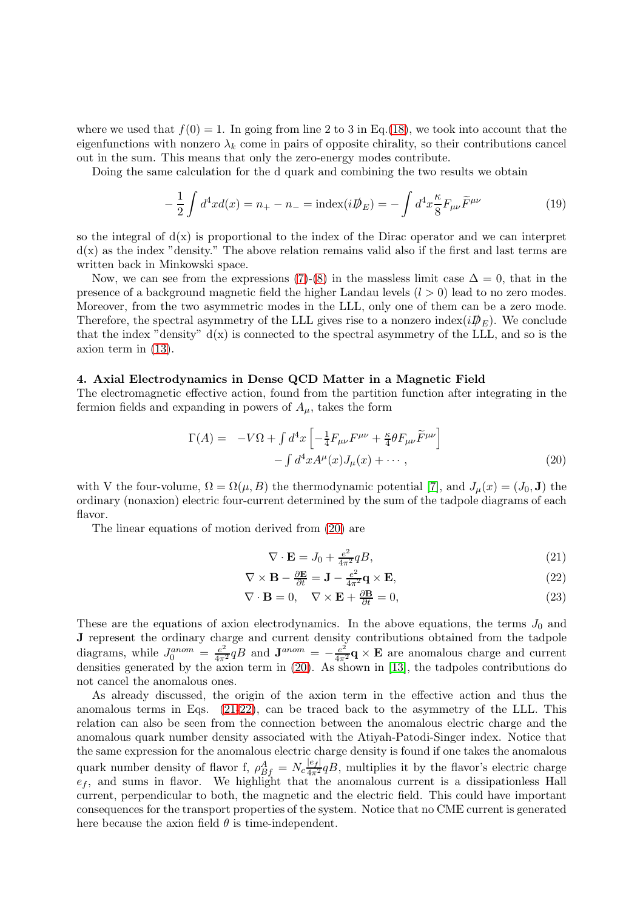where we used that $f(0) = 1$. In going from line 2 to 3 in Eq.(18), we took into account that the eigenfunctions with nonzero $\lambda_k$ come in pairs of opposite chirality, so their contributions cancel out in the sum. This means that only the zero-energy modes contribute.

Doing the same calculation for the d quark and combining the two results we obtain

$$-\frac{1}{2}\int d^4x d(x) = n_+ - n_- = \text{index}(i\not{D}_E) = -\int d^4x \frac{\kappa}{8} F_{\mu\nu}\widetilde{F}^{\mu\nu} \tag{19}$$

so the integral of d(x) is proportional to the index of the Dirac operator and we can interpret d(x) as the index "density." The above relation remains valid also if the first and last terms are written back in Minkowski space.

Now, we can see from the expressions (7)-(8) in the massless limit case $\Delta = 0$, that in the presence of a background magnetic field the higher Landau levels ($l > 0$) lead to no zero modes. Moreover, from the two asymmetric modes in the LLL, only one of them can be a zero mode. Therefore, the spectral asymmetry of the LLL gives rise to a nonzero index$(i\not{D}_E)$. We conclude that the index "density" d(x) is connected to the spectral asymmetry of the LLL, and so is the axion term in (13).

## 4. Axial Electrodynamics in Dense QCD Matter in a Magnetic Field

The electromagnetic effective action, found from the partition function after integrating in the fermion fields and expanding in powers of $A_\mu$, takes the form

$$\begin{aligned}\Gamma(A) = \; & -V\Omega + \int d^4x \left[ -\tfrac{1}{4}F_{\mu\nu}F^{\mu\nu} + \tfrac{\kappa}{4}\theta F_{\mu\nu}\widetilde{F}^{\mu\nu}\right] \\ & - \int d^4x A^\mu(x) J_\mu(x) + \cdots ,\end{aligned} \tag{20}$$

with V the four-volume, $\Omega = \Omega(\mu, B)$ the thermodynamic potential [7], and $J_\mu(x) = (J_0, \mathbf{J})$ the ordinary (nonaxion) electric four-current determined by the sum of the tadpole diagrams of each flavor.

The linear equations of motion derived from (20) are

$$\nabla \cdot \mathbf{E} = J_0 + \tfrac{e^2}{4\pi^2} qB, \tag{21}$$

$$\nabla \times \mathbf{B} - \tfrac{\partial \mathbf{E}}{\partial t} = \mathbf{J} - \tfrac{e^2}{4\pi^2}\mathbf{q} \times \mathbf{E}, \tag{22}$$

$$\nabla \cdot \mathbf{B} = 0, \quad \nabla \times \mathbf{E} + \tfrac{\partial \mathbf{B}}{\partial t} = 0, \tag{23}$$

These are the equations of axion electrodynamics. In the above equations, the terms $J_0$ and $\mathbf{J}$ represent the ordinary charge and current density contributions obtained from the tadpole diagrams, while $J_0^{anom} = \frac{e^2}{4\pi^2}qB$ and $\mathbf{J}^{anom} = -\frac{e^2}{4\pi^2}\mathbf{q} \times \mathbf{E}$ are anomalous charge and current densities generated by the axion term in (20). As shown in [13], the tadpoles contributions do not cancel the anomalous ones.

As already discussed, the origin of the axion term in the effective action and thus the anomalous terms in Eqs. (21-22), can be traced back to the asymmetry of the LLL. This relation can also be seen from the connection between the anomalous electric charge and the anomalous quark number density associated with the Atiyah-Patodi-Singer index. Notice that the same expression for the anomalous electric charge density is found if one takes the anomalous quark number density of flavor f, $\rho^A_{Bf} = N_c \frac{|e_f|}{4\pi^2} qB$, multiplies it by the flavor's electric charge $e_f$, and sums in flavor. We highlight that the anomalous current is a dissipationless Hall current, perpendicular to both, the magnetic and the electric field. This could have important consequences for the transport properties of the system. Notice that no CME current is generated here because the axion field $\theta$ is time-independent.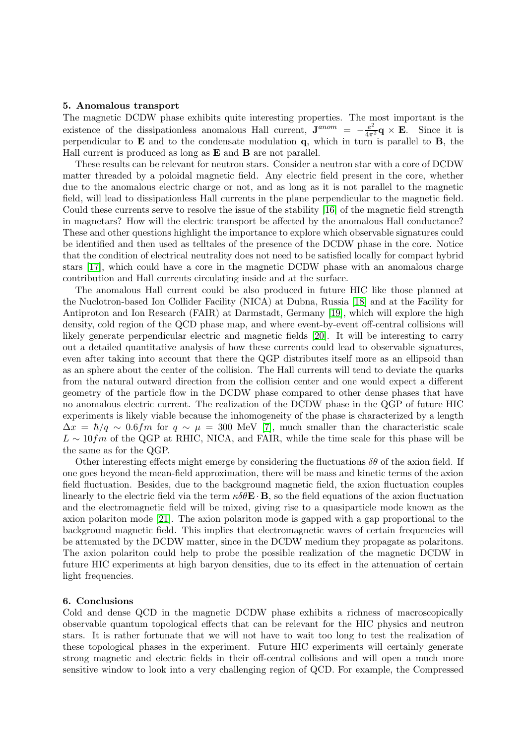**5. Anomalous transport**

The magnetic DCDW phase exhibits quite interesting properties. The most important is the existence of the dissipationless anomalous Hall current, $\mathbf{J}^{anom} = -\frac{e^2}{4\pi^2}\mathbf{q}\times\mathbf{E}$. Since it is perpendicular to $\mathbf{E}$ and to the condensate modulation $\mathbf{q}$, which in turn is parallel to $\mathbf{B}$, the Hall current is produced as long as $\mathbf{E}$ and $\mathbf{B}$ are not parallel.

These results can be relevant for neutron stars. Consider a neutron star with a core of DCDW matter threaded by a poloidal magnetic field. Any electric field present in the core, whether due to the anomalous electric charge or not, and as long as it is not parallel to the magnetic field, will lead to dissipationless Hall currents in the plane perpendicular to the magnetic field. Could these currents serve to resolve the issue of the stability [16] of the magnetic field strength in magnetars? How will the electric transport be affected by the anomalous Hall conductance? These and other questions highlight the importance to explore which observable signatures could be identified and then used as telltales of the presence of the DCDW phase in the core. Notice that the condition of electrical neutrality does not need to be satisfied locally for compact hybrid stars [17], which could have a core in the magnetic DCDW phase with an anomalous charge contribution and Hall currents circulating inside and at the surface.

The anomalous Hall current could be also produced in future HIC like those planned at the Nuclotron-based Ion Collider Facility (NICA) at Dubna, Russia [18] and at the Facility for Antiproton and Ion Research (FAIR) at Darmstadt, Germany [19], which will explore the high density, cold region of the QCD phase map, and where event-by-event off-central collisions will likely generate perpendicular electric and magnetic fields [20]. It will be interesting to carry out a detailed quantitative analysis of how these currents could lead to observable signatures, even after taking into account that there the QGP distributes itself more as an ellipsoid than as an sphere about the center of the collision. The Hall currents will tend to deviate the quarks from the natural outward direction from the collision center and one would expect a different geometry of the particle flow in the DCDW phase compared to other dense phases that have no anomalous electric current. The realization of the DCDW phase in the QGP of future HIC experiments is likely viable because the inhomogeneity of the phase is characterized by a length $\Delta x = \hbar/q \sim 0.6fm$ for $q \sim \mu = 300$ MeV [7], much smaller than the characteristic scale $L \sim 10fm$ of the QGP at RHIC, NICA, and FAIR, while the time scale for this phase will be the same as for the QGP.

Other interesting effects might emerge by considering the fluctuations $\delta\theta$ of the axion field. If one goes beyond the mean-field approximation, there will be mass and kinetic terms of the axion field fluctuation. Besides, due to the background magnetic field, the axion fluctuation couples linearly to the electric field via the term $\kappa\delta\theta\mathbf{E}\cdot\mathbf{B}$, so the field equations of the axion fluctuation and the electromagnetic field will be mixed, giving rise to a quasiparticle mode known as the axion polariton mode [21]. The axion polariton mode is gapped with a gap proportional to the background magnetic field. This implies that electromagnetic waves of certain frequencies will be attenuated by the DCDW matter, since in the DCDW medium they propagate as polaritons. The axion polariton could help to probe the possible realization of the magnetic DCDW in future HIC experiments at high baryon densities, due to its effect in the attenuation of certain light frequencies.

**6. Conclusions**

Cold and dense QCD in the magnetic DCDW phase exhibits a richness of macroscopically observable quantum topological effects that can be relevant for the HIC physics and neutron stars. It is rather fortunate that we will not have to wait too long to test the realization of these topological phases in the experiment. Future HIC experiments will certainly generate strong magnetic and electric fields in their off-central collisions and will open a much more sensitive window to look into a very challenging region of QCD. For example, the Compressed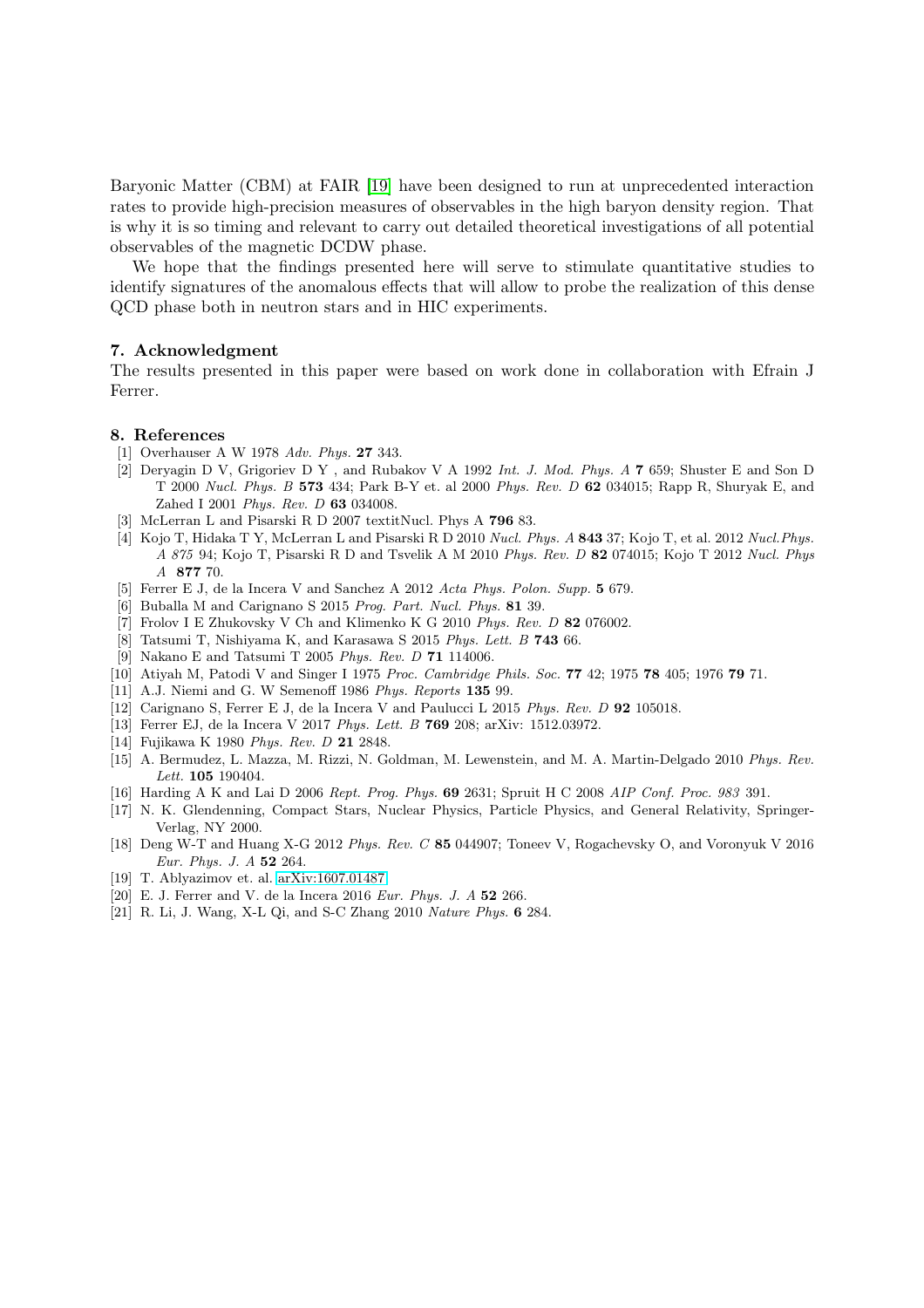Baryonic Matter (CBM) at FAIR [19] have been designed to run at unprecedented interaction rates to provide high-precision measures of observables in the high baryon density region. That is why it is so timing and relevant to carry out detailed theoretical investigations of all potential observables of the magnetic DCDW phase.

We hope that the findings presented here will serve to stimulate quantitative studies to identify signatures of the anomalous effects that will allow to probe the realization of this dense QCD phase both in neutron stars and in HIC experiments.

## 7. Acknowledgment

The results presented in this paper were based on work done in collaboration with Efrain J Ferrer.

## 8. References

[1] Overhauser A W 1978 *Adv. Phys.* **27** 343.
[2] Deryagin D V, Grigoriev D Y , and Rubakov V A 1992 *Int. J. Mod. Phys. A* **7** 659; Shuster E and Son D T 2000 *Nucl. Phys. B* **573** 434; Park B-Y et. al 2000 *Phys. Rev. D* **62** 034015; Rapp R, Shuryak E, and Zahed I 2001 *Phys. Rev. D* **63** 034008.
[3] McLerran L and Pisarski R D 2007 textitNucl. Phys A **796** 83.
[4] Kojo T, Hidaka T Y, McLerran L and Pisarski R D 2010 *Nucl. Phys. A* **843** 37; Kojo T, et al. 2012 *Nucl.Phys. A 875* 94; Kojo T, Pisarski R D and Tsvelik A M 2010 *Phys. Rev. D* **82** 074015; Kojo T 2012 *Nucl. Phys A* **877** 70.
[5] Ferrer E J, de la Incera V and Sanchez A 2012 *Acta Phys. Polon. Supp.* **5** 679.
[6] Buballa M and Carignano S 2015 *Prog. Part. Nucl. Phys.* **81** 39.
[7] Frolov I E Zhukovsky V Ch and Klimenko K G 2010 *Phys. Rev. D* **82** 076002.
[8] Tatsumi T, Nishiyama K, and Karasawa S 2015 *Phys. Lett. B* **743** 66.
[9] Nakano E and Tatsumi T 2005 *Phys. Rev. D* **71** 114006.
[10] Atiyah M, Patodi V and Singer I 1975 *Proc. Cambridge Phils. Soc.* **77** 42; 1975 **78** 405; 1976 **79** 71.
[11] A.J. Niemi and G. W Semenoff 1986 *Phys. Reports* **135** 99.
[12] Carignano S, Ferrer E J, de la Incera V and Paulucci L 2015 *Phys. Rev. D* **92** 105018.
[13] Ferrer EJ, de la Incera V 2017 *Phys. Lett. B* **769** 208; arXiv: 1512.03972.
[14] Fujikawa K 1980 *Phys. Rev. D* **21** 2848.
[15] A. Bermudez, L. Mazza, M. Rizzi, N. Goldman, M. Lewenstein, and M. A. Martin-Delgado 2010 *Phys. Rev. Lett.* **105** 190404.
[16] Harding A K and Lai D 2006 *Rept. Prog. Phys.* **69** 2631; Spruit H C 2008 *AIP Conf. Proc. 983* 391.
[17] N. K. Glendenning, Compact Stars, Nuclear Physics, Particle Physics, and General Relativity, Springer-Verlag, NY 2000.
[18] Deng W-T and Huang X-G 2012 *Phys. Rev. C* **85** 044907; Toneev V, Rogachevsky O, and Voronyuk V 2016 *Eur. Phys. J. A* **52** 264.
[19] T. Ablyazimov et. al. arXiv:1607.01487
[20] E. J. Ferrer and V. de la Incera 2016 *Eur. Phys. J. A* **52** 266.
[21] R. Li, J. Wang, X-L Qi, and S-C Zhang 2010 *Nature Phys.* **6** 284.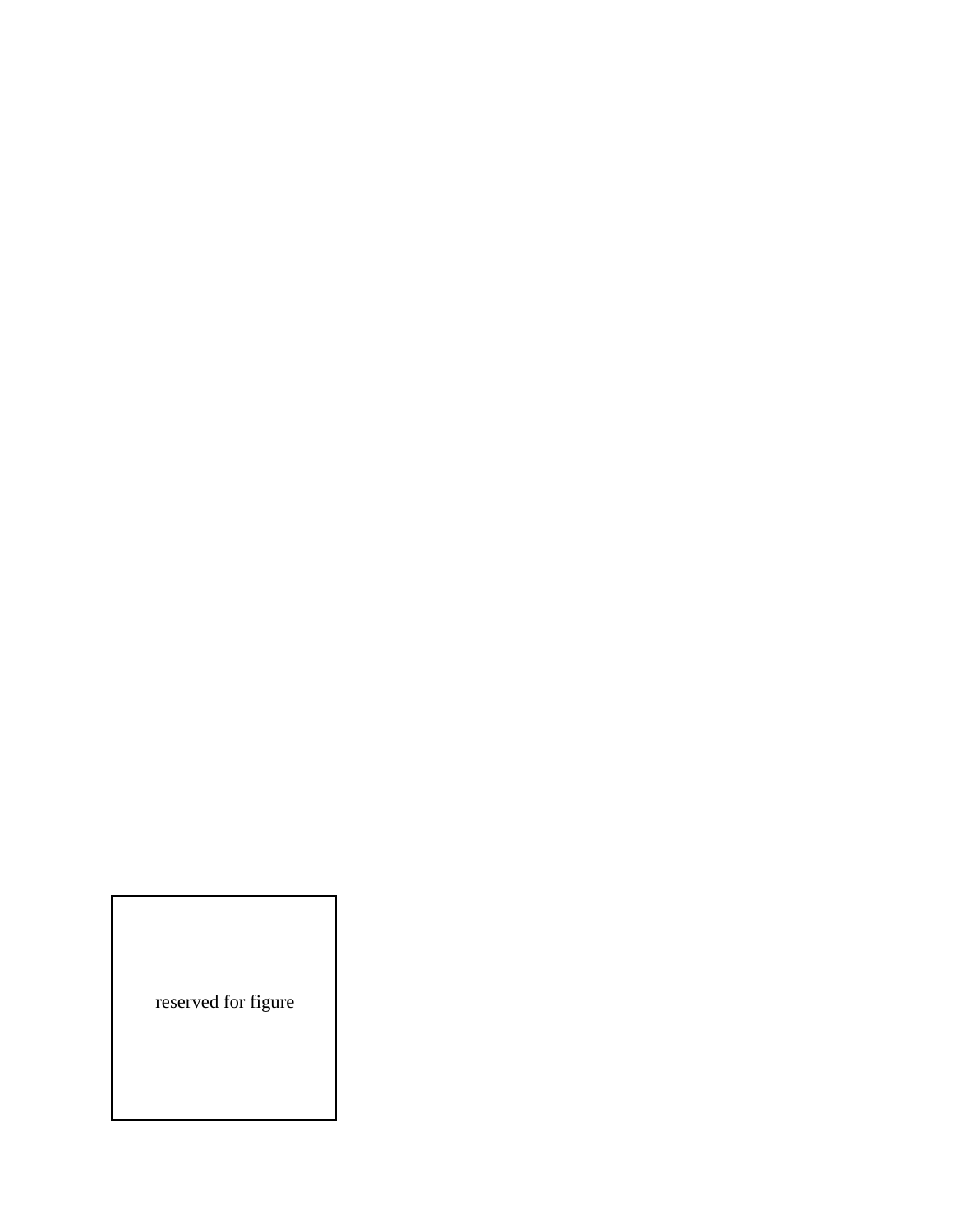reserved for figure